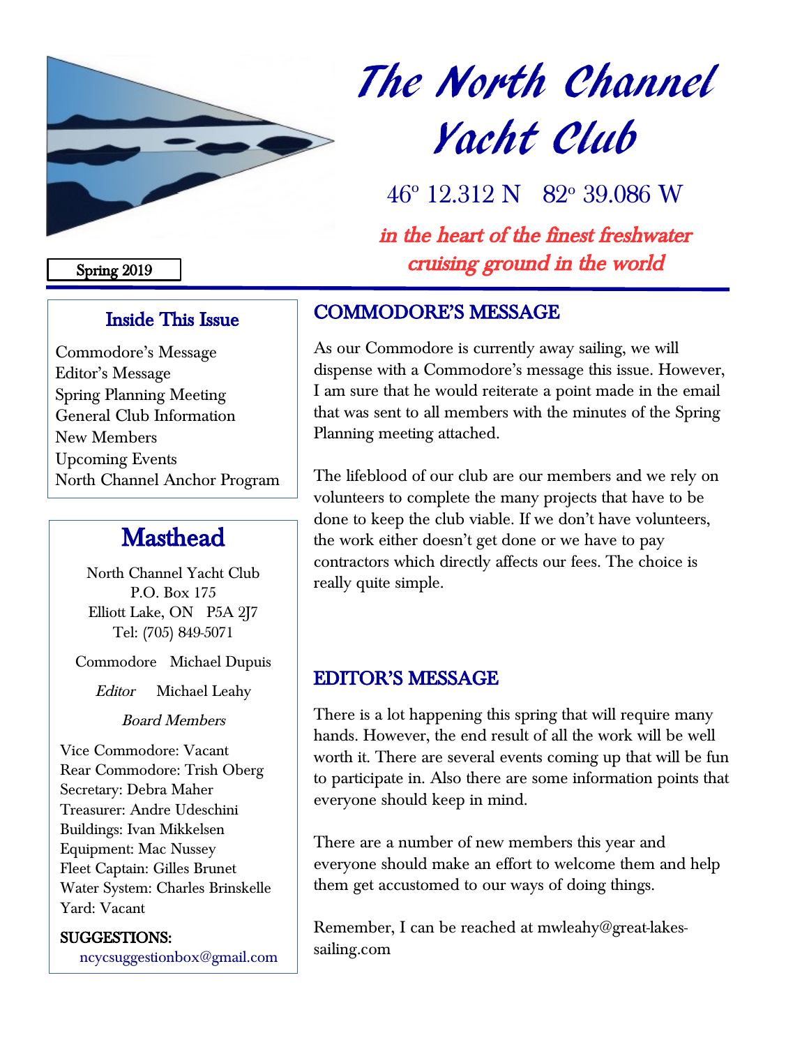# The North Channel Yacht Club

46° 12.312 N  82° 39.086 W

*in the heart of the finest freshwater cruising ground in the world*

Spring 2019

## COMMODORE'S MESSAGE

As our Commodore is currently away sailing, we will dispense with a Commodore's message this issue. However, I am sure that he would reiterate a point made in the email that was sent to all members with the minutes of the Spring Planning meeting attached.

The lifeblood of our club are our members and we rely on volunteers to complete the many projects that have to be done to keep the club viable. If we don't have volunteers, the work either doesn't get done or we have to pay contractors which directly affects our fees. The choice is really quite simple.

## EDITOR'S MESSAGE

There is a lot happening this spring that will require many hands. However, the end result of all the work will be well worth it. There are several events coming up that will be fun to participate in. Also there are some information points that everyone should keep in mind.

There are a number of new members this year and everyone should make an effort to welcome them and help them get accustomed to our ways of doing things.

Remember, I can be reached at mwleahy@great-lakes-sailing.com

### Inside This Issue

- Commodore's Message
- Editor's Message
- Spring Planning Meeting
- General Club Information
- New Members
- Upcoming Events
- North Channel Anchor Program

## Masthead

North Channel Yacht Club
P.O. Box 175
Elliott Lake, ON  P5A 2J7
Tel: (705) 849-5071

Commodore  Michael Dupuis

*Editor*  Michael Leahy

*Board Members*

Vice Commodore: Vacant
Rear Commodore: Trish Oberg
Secretary: Debra Maher
Treasurer: Andre Udeschini
Buildings: Ivan Mikkelsen
Equipment: Mac Nussey
Fleet Captain: Gilles Brunet
Water System: Charles Brinskelle
Yard: Vacant

**SUGGESTIONS:**
ncycsuggestionbox@gmail.com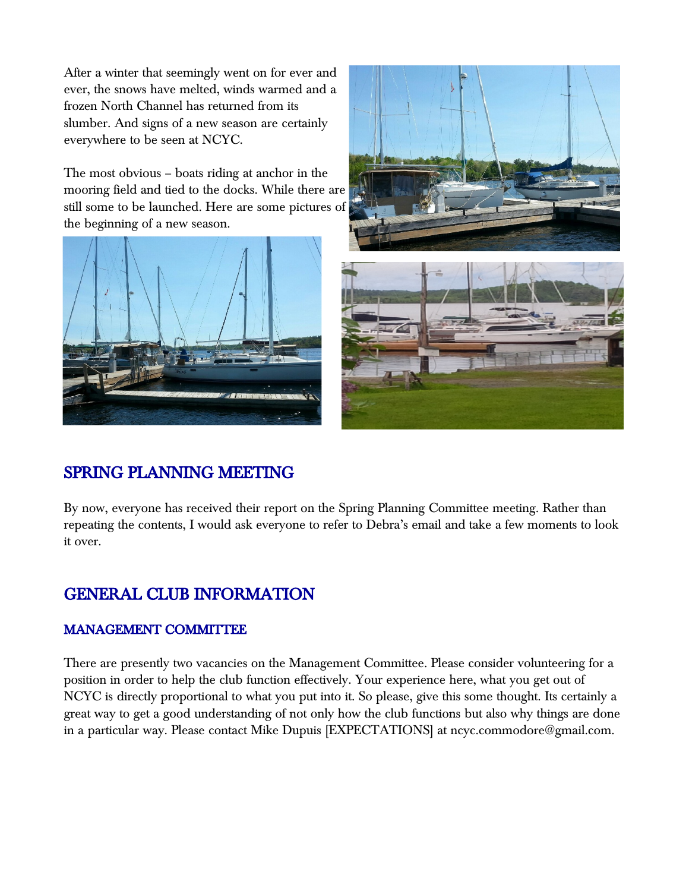After a winter that seemingly went on for ever and ever, the snows have melted, winds warmed and a frozen North Channel has returned from its slumber. And signs of a new season are certainly everywhere to be seen at NCYC.

The most obvious – boats riding at anchor in the mooring field and tied to the docks. While there are still some to be launched. Here are some pictures of the beginning of a new season.

## SPRING PLANNING MEETING

By now, everyone has received their report on the Spring Planning Committee meeting. Rather than repeating the contents, I would ask everyone to refer to Debra's email and take a few moments to look it over.

## GENERAL CLUB INFORMATION

### MANAGEMENT COMMITTEE

There are presently two vacancies on the Management Committee. Please consider volunteering for a position in order to help the club function effectively. Your experience here, what you get out of NCYC is directly proportional to what you put into it. So please, give this some thought. Its certainly a great way to get a good understanding of not only how the club functions but also why things are done in a particular way. Please contact Mike Dupuis [EXPECTATIONS] at ncyc.commodore@gmail.com.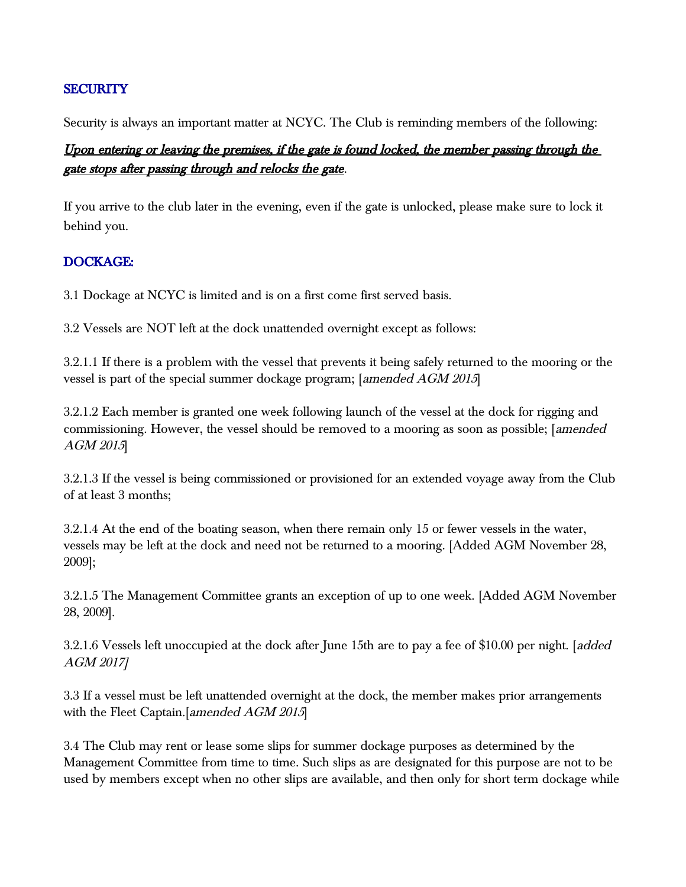## SECURITY

Security is always an important matter at NCYC. The Club is reminding members of the following:

***Upon entering or leaving the premises, if the gate is found locked, the member passing through the gate stops after passing through and relocks the gate*.**

If you arrive to the club later in the evening, even if the gate is unlocked, please make sure to lock it behind you.

## DOCKAGE:

3.1 Dockage at NCYC is limited and is on a first come first served basis.

3.2 Vessels are NOT left at the dock unattended overnight except as follows:

3.2.1.1 If there is a problem with the vessel that prevents it being safely returned to the mooring or the vessel is part of the special summer dockage program; [*amended AGM 2015*]

3.2.1.2 Each member is granted one week following launch of the vessel at the dock for rigging and commissioning. However, the vessel should be removed to a mooring as soon as possible; [*amended AGM 2015*]

3.2.1.3 If the vessel is being commissioned or provisioned for an extended voyage away from the Club of at least 3 months;

3.2.1.4 At the end of the boating season, when there remain only 15 or fewer vessels in the water, vessels may be left at the dock and need not be returned to a mooring. [Added AGM November 28, 2009];

3.2.1.5 The Management Committee grants an exception of up to one week. [Added AGM November 28, 2009].

3.2.1.6 Vessels left unoccupied at the dock after June 15th are to pay a fee of $10.00 per night. [*added AGM 2017]*

3.3 If a vessel must be left unattended overnight at the dock, the member makes prior arrangements with the Fleet Captain.[*amended AGM 2015*]

3.4 The Club may rent or lease some slips for summer dockage purposes as determined by the Management Committee from time to time. Such slips as are designated for this purpose are not to be used by members except when no other slips are available, and then only for short term dockage while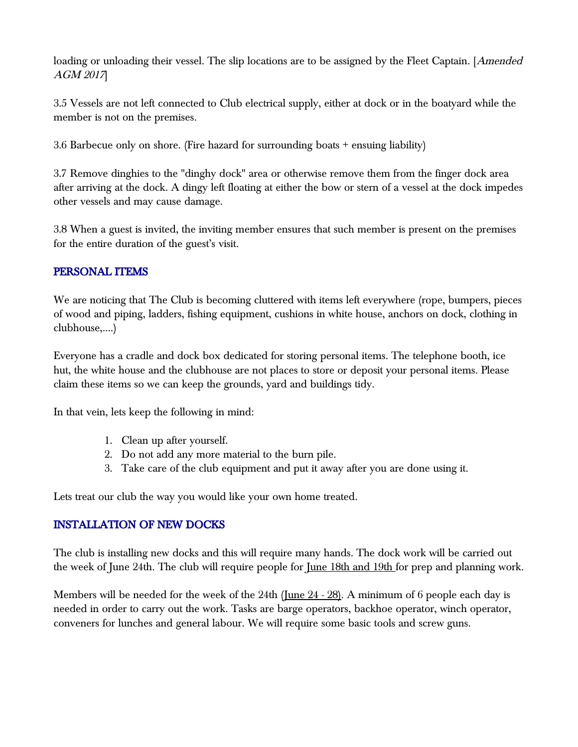loading or unloading their vessel. The slip locations are to be assigned by the Fleet Captain. [*Amended AGM 2017*]

3.5 Vessels are not left connected to Club electrical supply, either at dock or in the boatyard while the member is not on the premises.

3.6 Barbecue only on shore. (Fire hazard for surrounding boats + ensuing liability)

3.7 Remove dinghies to the "dinghy dock" area or otherwise remove them from the finger dock area after arriving at the dock. A dingy left floating at either the bow or stern of a vessel at the dock impedes other vessels and may cause damage.

3.8 When a guest is invited, the inviting member ensures that such member is present on the premises for the entire duration of the guest's visit.

## PERSONAL ITEMS

We are noticing that The Club is becoming cluttered with items left everywhere (rope, bumpers, pieces of wood and piping, ladders, fishing equipment, cushions in white house, anchors on dock, clothing in clubhouse,....)

Everyone has a cradle and dock box dedicated for storing personal items. The telephone booth, ice hut, the white house and the clubhouse are not places to store or deposit your personal items. Please claim these items so we can keep the grounds, yard and buildings tidy.

In that vein, lets keep the following in mind:

1. Clean up after yourself.
2. Do not add any more material to the burn pile.
3. Take care of the club equipment and put it away after you are done using it.

Lets treat our club the way you would like your own home treated.

## INSTALLATION OF NEW DOCKS

The club is installing new docks and this will require many hands. The dock work will be carried out the week of June 24th. The club will require people for June 18th and 19th for prep and planning work.

Members will be needed for the week of the 24th (June 24 - 28). A minimum of 6 people each day is needed in order to carry out the work. Tasks are barge operators, backhoe operator, winch operator, conveners for lunches and general labour. We will require some basic tools and screw guns.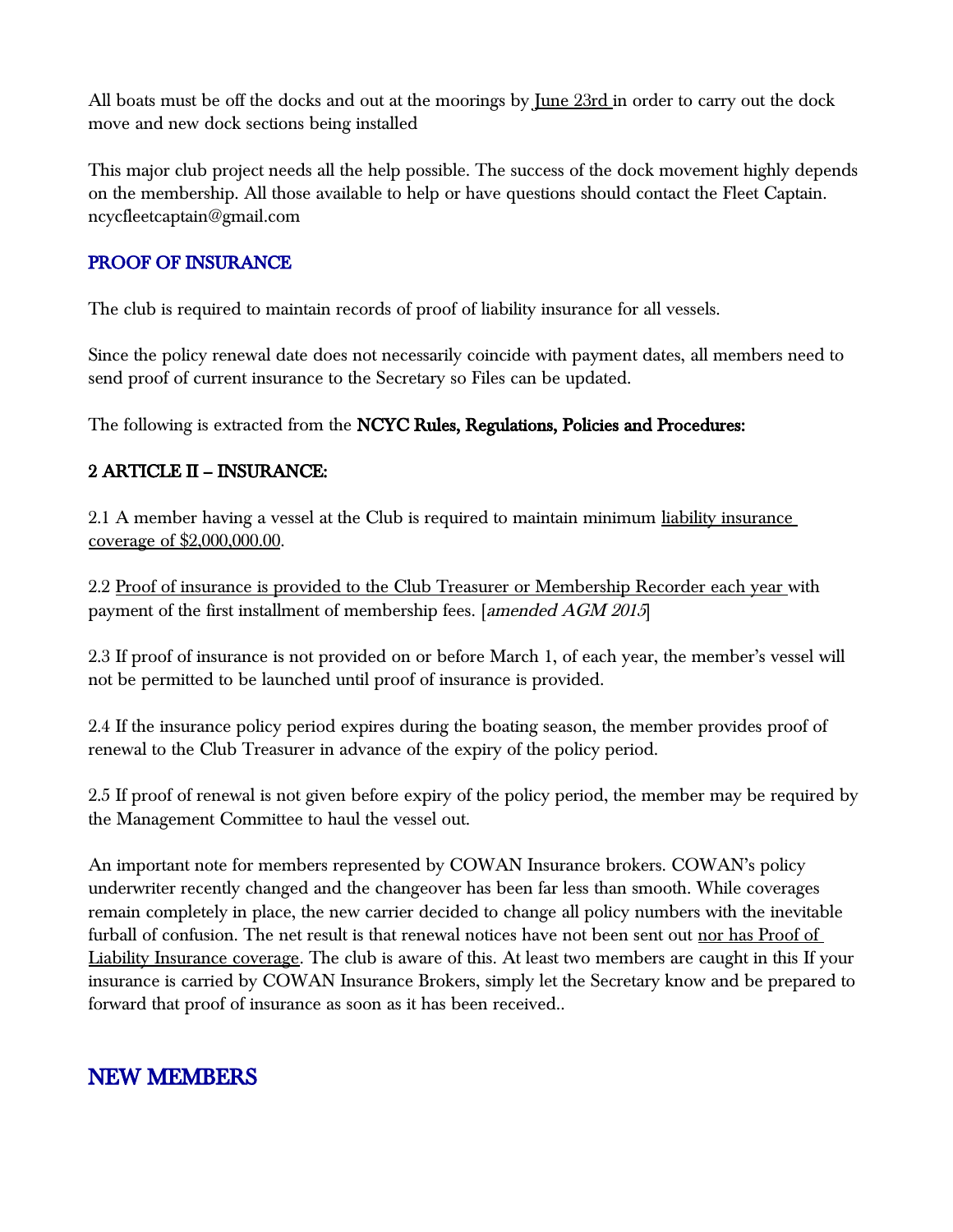All boats must be off the docks and out at the moorings by <u>June 23rd</u> in order to carry out the dock move and new dock sections being installed

This major club project needs all the help possible. The success of the dock movement highly depends on the membership. All those available to help or have questions should contact the Fleet Captain. ncycfleetcaptain@gmail.com

## PROOF OF INSURANCE

The club is required to maintain records of proof of liability insurance for all vessels.

Since the policy renewal date does not necessarily coincide with payment dates, all members need to send proof of current insurance to the Secretary so Files can be updated.

The following is extracted from the **NCYC Rules, Regulations, Policies and Procedures:**

**2 ARTICLE II – INSURANCE:**

2.1 A member having a vessel at the Club is required to maintain minimum <u>liability insurance coverage of $2,000,000.00</u>.

2.2 <u>Proof of insurance is provided to the Club Treasurer or Membership Recorder each year</u> with payment of the first installment of membership fees. [*amended AGM 2015*]

2.3 If proof of insurance is not provided on or before March 1, of each year, the member's vessel will not be permitted to be launched until proof of insurance is provided.

2.4 If the insurance policy period expires during the boating season, the member provides proof of renewal to the Club Treasurer in advance of the expiry of the policy period.

2.5 If proof of renewal is not given before expiry of the policy period, the member may be required by the Management Committee to haul the vessel out.

An important note for members represented by COWAN Insurance brokers. COWAN's policy underwriter recently changed and the changeover has been far less than smooth. While coverages remain completely in place, the new carrier decided to change all policy numbers with the inevitable furball of confusion. The net result is that renewal notices have not been sent out <u>nor has Proof of Liability Insurance coverage</u>. The club is aware of this. At least two members are caught in this If your insurance is carried by COWAN Insurance Brokers, simply let the Secretary know and be prepared to forward that proof of insurance as soon as it has been received..

# NEW MEMBERS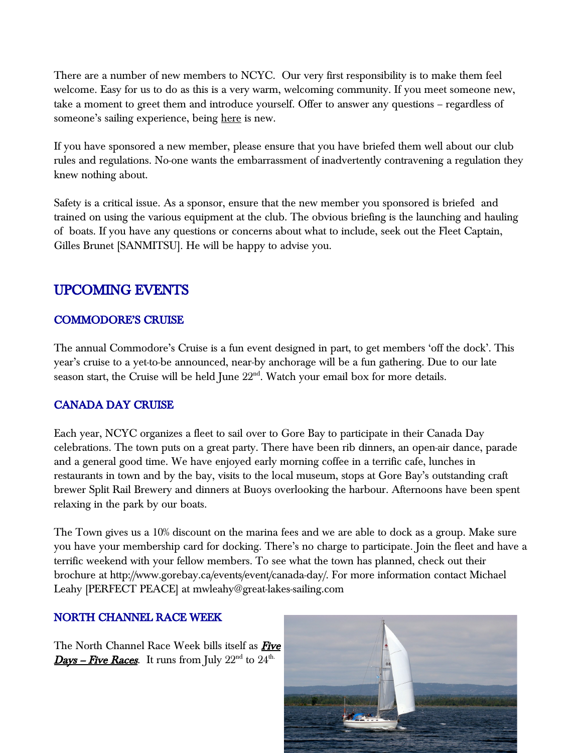There are a number of new members to NCYC. Our very first responsibility is to make them feel welcome. Easy for us to do as this is a very warm, welcoming community. If you meet someone new, take a moment to greet them and introduce yourself. Offer to answer any questions – regardless of someone's sailing experience, being here is new.

If you have sponsored a new member, please ensure that you have briefed them well about our club rules and regulations. No-one wants the embarrassment of inadvertently contravening a regulation they knew nothing about.

Safety is a critical issue. As a sponsor, ensure that the new member you sponsored is briefed and trained on using the various equipment at the club. The obvious briefing is the launching and hauling of boats. If you have any questions or concerns about what to include, seek out the Fleet Captain, Gilles Brunet [SANMITSU]. He will be happy to advise you.

## UPCOMING EVENTS

### COMMODORE'S CRUISE

The annual Commodore's Cruise is a fun event designed in part, to get members 'off the dock'. This year's cruise to a yet-to-be announced, near-by anchorage will be a fun gathering. Due to our late season start, the Cruise will be held June 22nd. Watch your email box for more details.

### CANADA DAY CRUISE

Each year, NCYC organizes a fleet to sail over to Gore Bay to participate in their Canada Day celebrations. The town puts on a great party. There have been rib dinners, an open-air dance, parade and a general good time. We have enjoyed early morning coffee in a terrific cafe, lunches in restaurants in town and by the bay, visits to the local museum, stops at Gore Bay's outstanding craft brewer Split Rail Brewery and dinners at Buoys overlooking the harbour. Afternoons have been spent relaxing in the park by our boats.

The Town gives us a 10% discount on the marina fees and we are able to dock as a group. Make sure you have your membership card for docking. There's no charge to participate. Join the fleet and have a terrific weekend with your fellow members. To see what the town has planned, check out their brochure at http://www.gorebay.ca/events/event/canada-day/. For more information contact Michael Leahy [PERFECT PEACE] at mwleahy@great-lakes-sailing.com

### NORTH CHANNEL RACE WEEK

The North Channel Race Week bills itself as ***Five Days – Five Races***. It runs from July 22nd to 24th.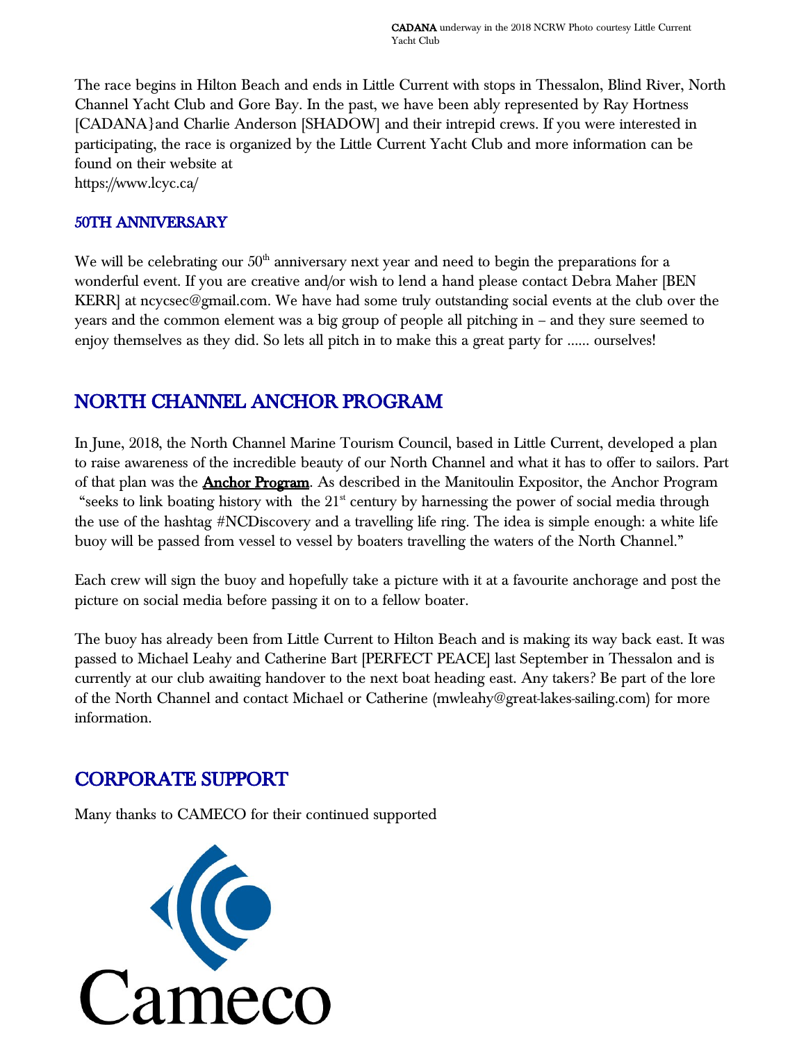**CADANA** underway in the 2018 NCRW Photo courtesy Little Current Yacht Club

The race begins in Hilton Beach and ends in Little Current with stops in Thessalon, Blind River, North Channel Yacht Club and Gore Bay. In the past, we have been ably represented by Ray Hortness [CADANA}and Charlie Anderson [SHADOW] and their intrepid crews. If you were interested in participating, the race is organized by the Little Current Yacht Club and more information can be found on their website at
https://www.lcyc.ca/

### 50TH ANNIVERSARY

We will be celebrating our 50th anniversary next year and need to begin the preparations for a wonderful event. If you are creative and/or wish to lend a hand please contact Debra Maher [BEN KERR] at ncycsec@gmail.com. We have had some truly outstanding social events at the club over the years and the common element was a big group of people all pitching in – and they sure seemed to enjoy themselves as they did. So lets all pitch in to make this a great party for ...... ourselves!

## NORTH CHANNEL ANCHOR PROGRAM

In June, 2018, the North Channel Marine Tourism Council, based in Little Current, developed a plan to raise awareness of the incredible beauty of our North Channel and what it has to offer to sailors. Part of that plan was the **Anchor Program**. As described in the Manitoulin Expositor, the Anchor Program "seeks to link boating history with the 21st century by harnessing the power of social media through the use of the hashtag #NCDiscovery and a travelling life ring. The idea is simple enough: a white life buoy will be passed from vessel to vessel by boaters travelling the waters of the North Channel."

Each crew will sign the buoy and hopefully take a picture with it at a favourite anchorage and post the picture on social media before passing it on to a fellow boater.

The buoy has already been from Little Current to Hilton Beach and is making its way back east. It was passed to Michael Leahy and Catherine Bart [PERFECT PEACE] last September in Thessalon and is currently at our club awaiting handover to the next boat heading east. Any takers? Be part of the lore of the North Channel and contact Michael or Catherine (mwleahy@great-lakes-sailing.com) for more information.

## CORPORATE SUPPORT

Many thanks to CAMECO for their continued supported

Cameco